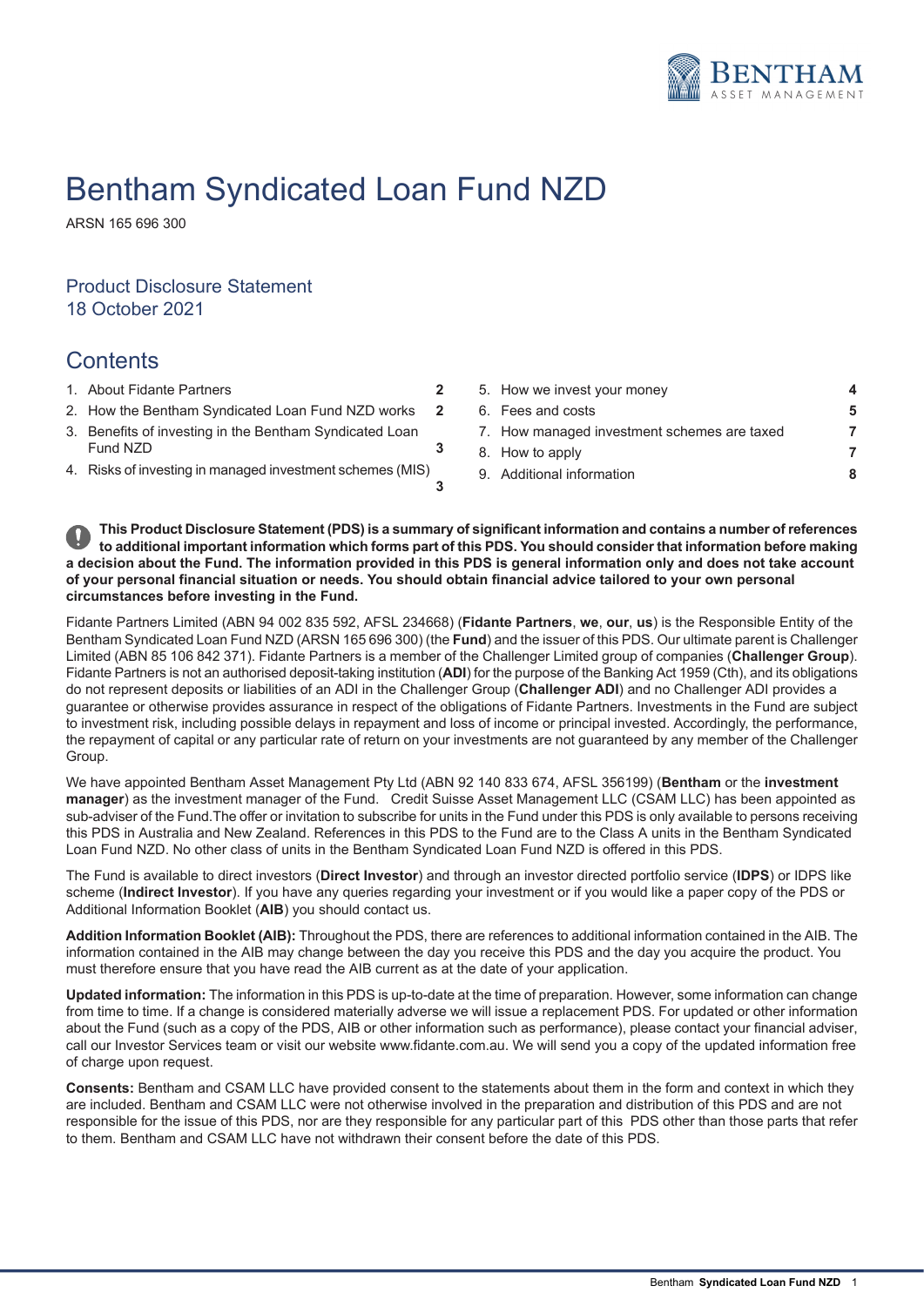# Bentham Syndicated Loan Fund NZD

ARSN 165 696 300

## Product Disclosure Statement
18 October 2021

## Contents

| | |
|---|---|
| 1. About Fidante Partners | 2 |
| 2. How the Bentham Syndicated Loan Fund NZD works | 2 |
| 3. Benefits of investing in the Bentham Syndicated Loan Fund NZD | 3 |
| 4. Risks of investing in managed investment schemes (MIS) | 3 |
| 5. How we invest your money | 4 |
| 6. Fees and costs | 5 |
| 7. How managed investment schemes are taxed | 7 |
| 8. How to apply | 7 |
| 9. Additional information | 8 |

**This Product Disclosure Statement (PDS) is a summary of significant information and contains a number of references to additional important information which forms part of this PDS. You should consider that information before making a decision about the Fund. The information provided in this PDS is general information only and does not take account of your personal financial situation or needs. You should obtain financial advice tailored to your own personal circumstances before investing in the Fund.**

Fidante Partners Limited (ABN 94 002 835 592, AFSL 234668) (**Fidante Partners**, **we**, **our**, **us**) is the Responsible Entity of the Bentham Syndicated Loan Fund NZD (ARSN 165 696 300) (the **Fund**) and the issuer of this PDS. Our ultimate parent is Challenger Limited (ABN 85 106 842 371). Fidante Partners is a member of the Challenger Limited group of companies (**Challenger Group**). Fidante Partners is not an authorised deposit-taking institution (**ADI**) for the purpose of the Banking Act 1959 (Cth), and its obligations do not represent deposits or liabilities of an ADI in the Challenger Group (**Challenger ADI**) and no Challenger ADI provides a guarantee or otherwise provides assurance in respect of the obligations of Fidante Partners. Investments in the Fund are subject to investment risk, including possible delays in repayment and loss of income or principal invested. Accordingly, the performance, the repayment of capital or any particular rate of return on your investments are not guaranteed by any member of the Challenger Group.

We have appointed Bentham Asset Management Pty Ltd (ABN 92 140 833 674, AFSL 356199) (**Bentham** or the **investment manager**) as the investment manager of the Fund. Credit Suisse Asset Management LLC (CSAM LLC) has been appointed as sub-adviser of the Fund.The offer or invitation to subscribe for units in the Fund under this PDS is only available to persons receiving this PDS in Australia and New Zealand. References in this PDS to the Fund are to the Class A units in the Bentham Syndicated Loan Fund NZD. No other class of units in the Bentham Syndicated Loan Fund NZD is offered in this PDS.

The Fund is available to direct investors (**Direct Investor**) and through an investor directed portfolio service (**IDPS**) or IDPS like scheme (**Indirect Investor**). If you have any queries regarding your investment or if you would like a paper copy of the PDS or Additional Information Booklet (**AIB**) you should contact us.

**Addition Information Booklet (AIB):** Throughout the PDS, there are references to additional information contained in the AIB. The information contained in the AIB may change between the day you receive this PDS and the day you acquire the product. You must therefore ensure that you have read the AIB current as at the date of your application.

**Updated information:** The information in this PDS is up-to-date at the time of preparation. However, some information can change from time to time. If a change is considered materially adverse we will issue a replacement PDS. For updated or other information about the Fund (such as a copy of the PDS, AIB or other information such as performance), please contact your financial adviser, call our Investor Services team or visit our website www.fidante.com.au. We will send you a copy of the updated information free of charge upon request.

**Consents:** Bentham and CSAM LLC have provided consent to the statements about them in the form and context in which they are included. Bentham and CSAM LLC were not otherwise involved in the preparation and distribution of this PDS and are not responsible for the issue of this PDS, nor are they responsible for any particular part of this PDS other than those parts that refer to them. Bentham and CSAM LLC have not withdrawn their consent before the date of this PDS.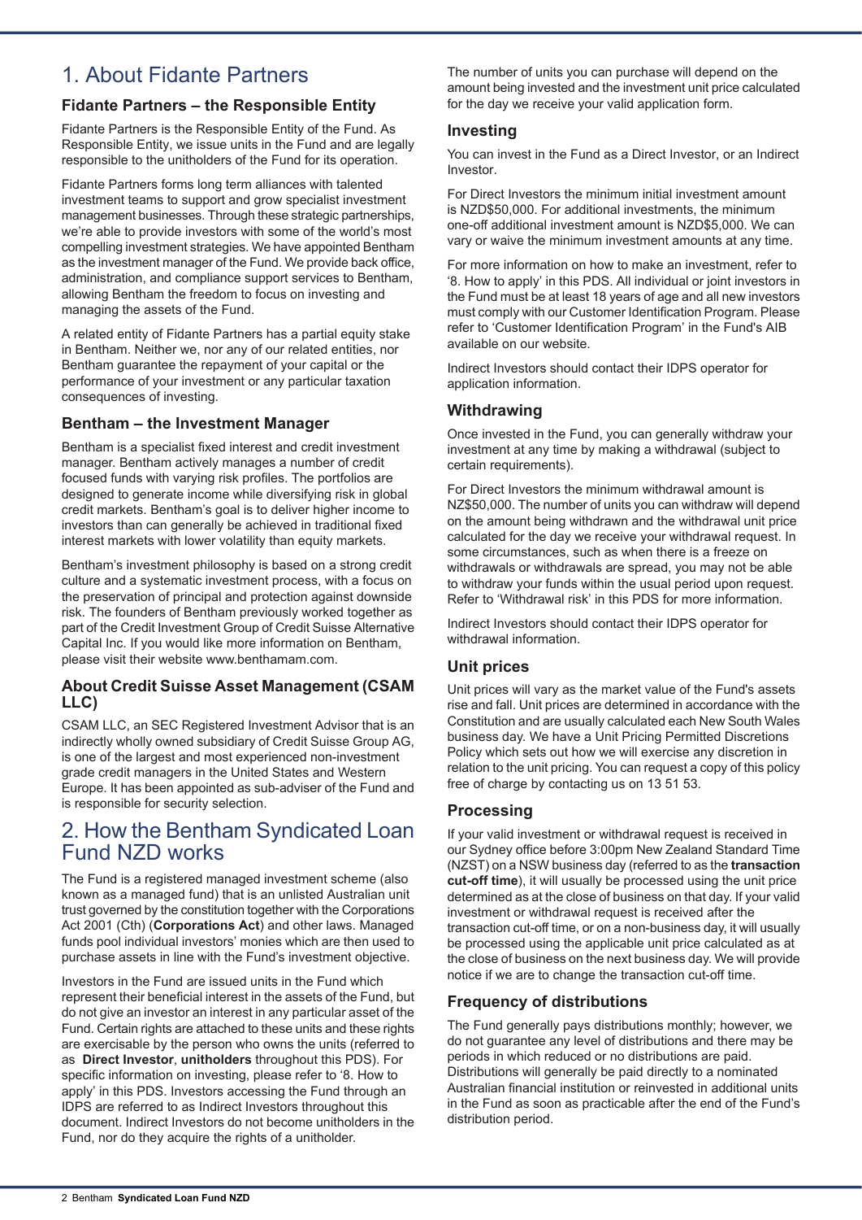# 1. About Fidante Partners

### Fidante Partners – the Responsible Entity

Fidante Partners is the Responsible Entity of the Fund. As Responsible Entity, we issue units in the Fund and are legally responsible to the unitholders of the Fund for its operation.

Fidante Partners forms long term alliances with talented investment teams to support and grow specialist investment management businesses. Through these strategic partnerships, we're able to provide investors with some of the world's most compelling investment strategies. We have appointed Bentham as the investment manager of the Fund. We provide back office, administration, and compliance support services to Bentham, allowing Bentham the freedom to focus on investing and managing the assets of the Fund.

A related entity of Fidante Partners has a partial equity stake in Bentham. Neither we, nor any of our related entities, nor Bentham guarantee the repayment of your capital or the performance of your investment or any particular taxation consequences of investing.

### Bentham – the Investment Manager

Bentham is a specialist fixed interest and credit investment manager. Bentham actively manages a number of credit focused funds with varying risk profiles. The portfolios are designed to generate income while diversifying risk in global credit markets. Bentham's goal is to deliver higher income to investors than can generally be achieved in traditional fixed interest markets with lower volatility than equity markets.

Bentham's investment philosophy is based on a strong credit culture and a systematic investment process, with a focus on the preservation of principal and protection against downside risk. The founders of Bentham previously worked together as part of the Credit Investment Group of Credit Suisse Alternative Capital Inc. If you would like more information on Bentham, please visit their website www.benthamam.com.

### About Credit Suisse Asset Management (CSAM LLC)

CSAM LLC, an SEC Registered Investment Advisor that is an indirectly wholly owned subsidiary of Credit Suisse Group AG, is one of the largest and most experienced non-investment grade credit managers in the United States and Western Europe. It has been appointed as sub-adviser of the Fund and is responsible for security selection.

# 2. How the Bentham Syndicated Loan Fund NZD works

The Fund is a registered managed investment scheme (also known as a managed fund) that is an unlisted Australian unit trust governed by the constitution together with the Corporations Act 2001 (Cth) (**Corporations Act**) and other laws. Managed funds pool individual investors' monies which are then used to purchase assets in line with the Fund's investment objective.

Investors in the Fund are issued units in the Fund which represent their beneficial interest in the assets of the Fund, but do not give an investor an interest in any particular asset of the Fund. Certain rights are attached to these units and these rights are exercisable by the person who owns the units (referred to as **Direct Investor**, **unitholders** throughout this PDS). For specific information on investing, please refer to '8. How to apply' in this PDS. Investors accessing the Fund through an IDPS are referred to as Indirect Investors throughout this document. Indirect Investors do not become unitholders in the Fund, nor do they acquire the rights of a unitholder.

The number of units you can purchase will depend on the amount being invested and the investment unit price calculated for the day we receive your valid application form.

### Investing

You can invest in the Fund as a Direct Investor, or an Indirect Investor.

For Direct Investors the minimum initial investment amount is NZD$50,000. For additional investments, the minimum one-off additional investment amount is NZD$5,000. We can vary or waive the minimum investment amounts at any time.

For more information on how to make an investment, refer to '8. How to apply' in this PDS. All individual or joint investors in the Fund must be at least 18 years of age and all new investors must comply with our Customer Identification Program. Please refer to 'Customer Identification Program' in the Fund's AIB available on our website.

Indirect Investors should contact their IDPS operator for application information.

### Withdrawing

Once invested in the Fund, you can generally withdraw your investment at any time by making a withdrawal (subject to certain requirements).

For Direct Investors the minimum withdrawal amount is NZ$50,000. The number of units you can withdraw will depend on the amount being withdrawn and the withdrawal unit price calculated for the day we receive your withdrawal request. In some circumstances, such as when there is a freeze on withdrawals or withdrawals are spread, you may not be able to withdraw your funds within the usual period upon request. Refer to 'Withdrawal risk' in this PDS for more information.

Indirect Investors should contact their IDPS operator for withdrawal information.

### Unit prices

Unit prices will vary as the market value of the Fund's assets rise and fall. Unit prices are determined in accordance with the Constitution and are usually calculated each New South Wales business day. We have a Unit Pricing Permitted Discretions Policy which sets out how we will exercise any discretion in relation to the unit pricing. You can request a copy of this policy free of charge by contacting us on 13 51 53.

### Processing

If your valid investment or withdrawal request is received in our Sydney office before 3:00pm New Zealand Standard Time (NZST) on a NSW business day (referred to as the **transaction cut-off time**), it will usually be processed using the unit price determined as at the close of business on that day. If your valid investment or withdrawal request is received after the transaction cut-off time, or on a non-business day, it will usually be processed using the applicable unit price calculated as at the close of business on the next business day. We will provide notice if we are to change the transaction cut-off time.

### Frequency of distributions

The Fund generally pays distributions monthly; however, we do not guarantee any level of distributions and there may be periods in which reduced or no distributions are paid. Distributions will generally be paid directly to a nominated Australian financial institution or reinvested in additional units in the Fund as soon as practicable after the end of the Fund's distribution period.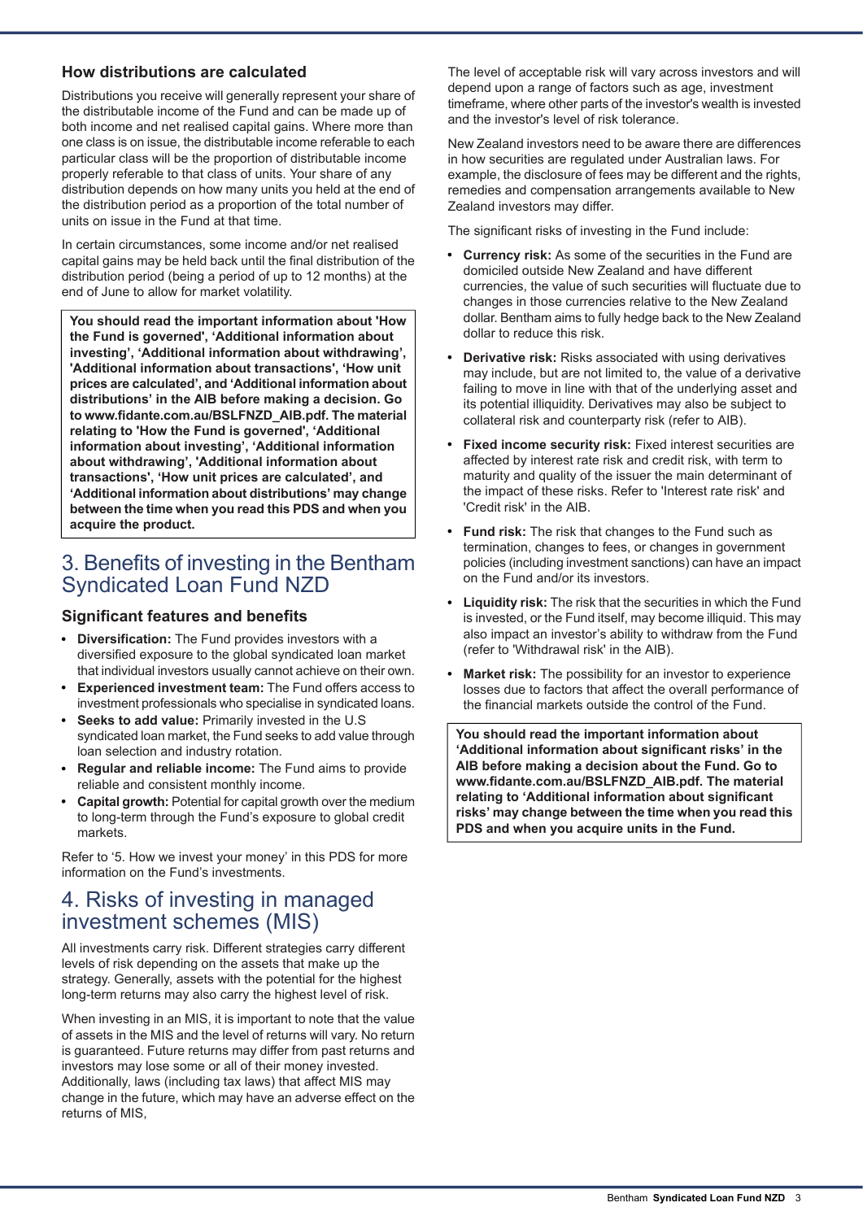### How distributions are calculated

Distributions you receive will generally represent your share of the distributable income of the Fund and can be made up of both income and net realised capital gains. Where more than one class is on issue, the distributable income referable to each particular class will be the proportion of distributable income properly referable to that class of units. Your share of any distribution depends on how many units you held at the end of the distribution period as a proportion of the total number of units on issue in the Fund at that time.

In certain circumstances, some income and/or net realised capital gains may be held back until the final distribution of the distribution period (being a period of up to 12 months) at the end of June to allow for market volatility.

> **You should read the important information about 'How the Fund is governed', 'Additional information about investing', 'Additional information about withdrawing', 'Additional information about transactions', 'How unit prices are calculated', and 'Additional information about distributions' in the AIB before making a decision. Go to www.fidante.com.au/BSLFNZD_AIB.pdf. The material relating to 'How the Fund is governed', 'Additional information about investing', 'Additional information about withdrawing', 'Additional information about transactions', 'How unit prices are calculated', and 'Additional information about distributions' may change between the time when you read this PDS and when you acquire the product.**

## 3. Benefits of investing in the Bentham Syndicated Loan Fund NZD

### Significant features and benefits

- **Diversification:** The Fund provides investors with a diversified exposure to the global syndicated loan market that individual investors usually cannot achieve on their own.
- **Experienced investment team:** The Fund offers access to investment professionals who specialise in syndicated loans.
- **Seeks to add value:** Primarily invested in the U.S syndicated loan market, the Fund seeks to add value through loan selection and industry rotation.
- **Regular and reliable income:** The Fund aims to provide reliable and consistent monthly income.
- **Capital growth:** Potential for capital growth over the medium to long-term through the Fund's exposure to global credit markets.

Refer to '5. How we invest your money' in this PDS for more information on the Fund's investments.

## 4. Risks of investing in managed investment schemes (MIS)

All investments carry risk. Different strategies carry different levels of risk depending on the assets that make up the strategy. Generally, assets with the potential for the highest long-term returns may also carry the highest level of risk.

When investing in an MIS, it is important to note that the value of assets in the MIS and the level of returns will vary. No return is guaranteed. Future returns may differ from past returns and investors may lose some or all of their money invested. Additionally, laws (including tax laws) that affect MIS may change in the future, which may have an adverse effect on the returns of MIS,

The level of acceptable risk will vary across investors and will depend upon a range of factors such as age, investment timeframe, where other parts of the investor's wealth is invested and the investor's level of risk tolerance.

New Zealand investors need to be aware there are differences in how securities are regulated under Australian laws. For example, the disclosure of fees may be different and the rights, remedies and compensation arrangements available to New Zealand investors may differ.

The significant risks of investing in the Fund include:

- **Currency risk:** As some of the securities in the Fund are domiciled outside New Zealand and have different currencies, the value of such securities will fluctuate due to changes in those currencies relative to the New Zealand dollar. Bentham aims to fully hedge back to the New Zealand dollar to reduce this risk.
- **Derivative risk:** Risks associated with using derivatives may include, but are not limited to, the value of a derivative failing to move in line with that of the underlying asset and its potential illiquidity. Derivatives may also be subject to collateral risk and counterparty risk (refer to AIB).
- **Fixed income security risk:** Fixed interest securities are affected by interest rate risk and credit risk, with term to maturity and quality of the issuer the main determinant of the impact of these risks. Refer to 'Interest rate risk' and 'Credit risk' in the AIB.
- **Fund risk:** The risk that changes to the Fund such as termination, changes to fees, or changes in government policies (including investment sanctions) can have an impact on the Fund and/or its investors.
- **Liquidity risk:** The risk that the securities in which the Fund is invested, or the Fund itself, may become illiquid. This may also impact an investor's ability to withdraw from the Fund (refer to 'Withdrawal risk' in the AIB).
- **Market risk:** The possibility for an investor to experience losses due to factors that affect the overall performance of the financial markets outside the control of the Fund.

> **You should read the important information about 'Additional information about significant risks' in the AIB before making a decision about the Fund. Go to www.fidante.com.au/BSLFNZD_AIB.pdf. The material relating to 'Additional information about significant risks' may change between the time when you read this PDS and when you acquire units in the Fund.**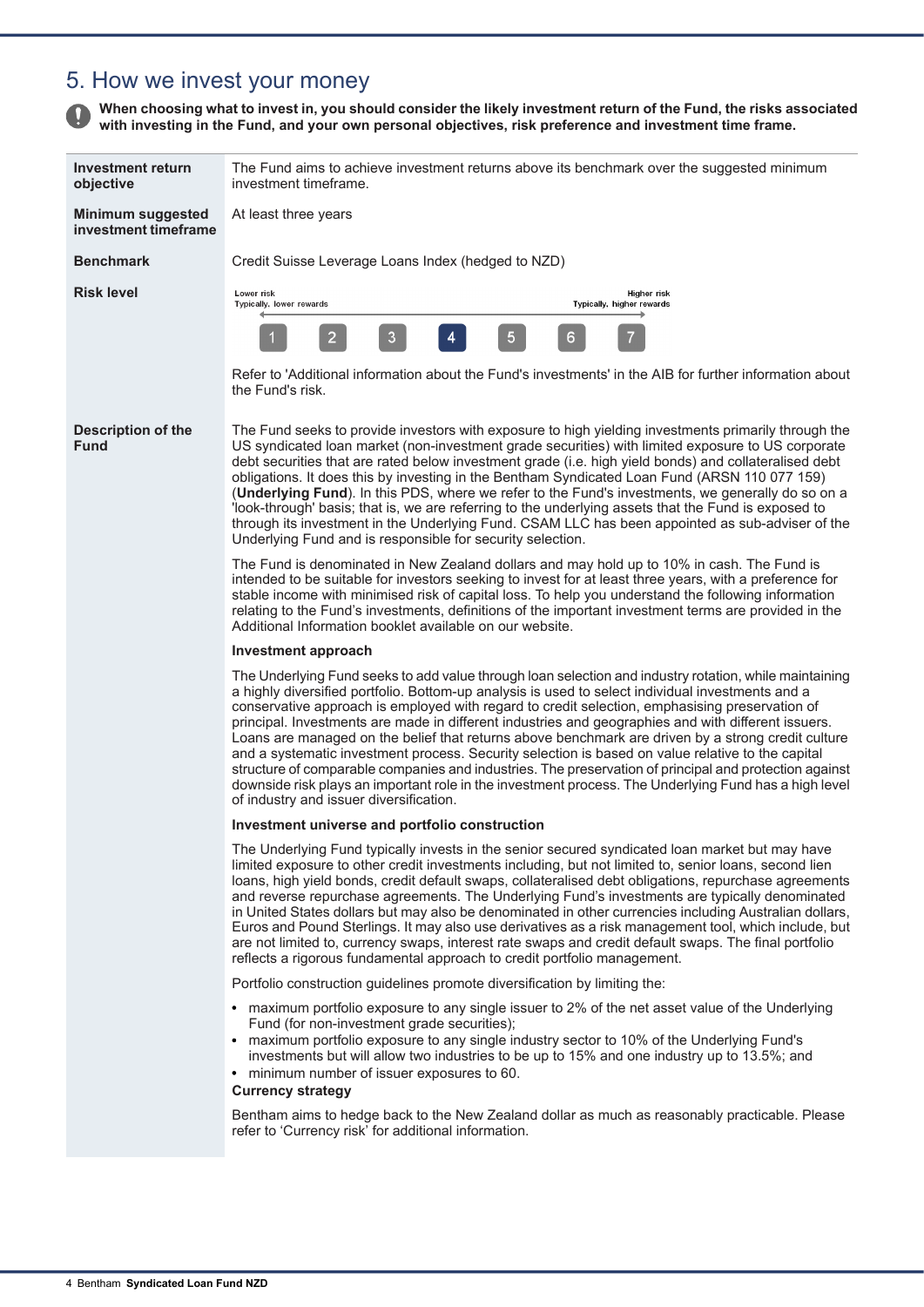## 5. How we invest your money

**When choosing what to invest in, you should consider the likely investment return of the Fund, the risks associated with investing in the Fund, and your own personal objectives, risk preference and investment time frame.**

**Investment return objective**

The Fund aims to achieve investment returns above its benchmark over the suggested minimum investment timeframe.

**Minimum suggested investment timeframe**

At least three years

**Benchmark**

Credit Suisse Leverage Loans Index (hedged to NZD)

**Risk level**

Lower risk — Typically, lower rewards | Higher risk — Typically, higher rewards

1 | 2 | 3 | **4** | 5 | 6 | 7

Refer to 'Additional information about the Fund's investments' in the AIB for further information about the Fund's risk.

**Description of the Fund**

The Fund seeks to provide investors with exposure to high yielding investments primarily through the US syndicated loan market (non-investment grade securities) with limited exposure to US corporate debt securities that are rated below investment grade (i.e. high yield bonds) and collateralised debt obligations. It does this by investing in the Bentham Syndicated Loan Fund (ARSN 110 077 159) (**Underlying Fund**). In this PDS, where we refer to the Fund's investments, we generally do so on a 'look-through' basis; that is, we are referring to the underlying assets that the Fund is exposed to through its investment in the Underlying Fund. CSAM LLC has been appointed as sub-adviser of the Underlying Fund and is responsible for security selection.

The Fund is denominated in New Zealand dollars and may hold up to 10% in cash. The Fund is intended to be suitable for investors seeking to invest for at least three years, with a preference for stable income with minimised risk of capital loss. To help you understand the following information relating to the Fund's investments, definitions of the important investment terms are provided in the Additional Information booklet available on our website.

**Investment approach**

The Underlying Fund seeks to add value through loan selection and industry rotation, while maintaining a highly diversified portfolio. Bottom-up analysis is used to select individual investments and a conservative approach is employed with regard to credit selection, emphasising preservation of principal. Investments are made in different industries and geographies and with different issuers. Loans are managed on the belief that returns above benchmark are driven by a strong credit culture and a systematic investment process. Security selection is based on value relative to the capital structure of comparable companies and industries. The preservation of principal and protection against downside risk plays an important role in the investment process. The Underlying Fund has a high level of industry and issuer diversification.

**Investment universe and portfolio construction**

The Underlying Fund typically invests in the senior secured syndicated loan market but may have limited exposure to other credit investments including, but not limited to, senior loans, second lien loans, high yield bonds, credit default swaps, collateralised debt obligations, repurchase agreements and reverse repurchase agreements. The Underlying Fund's investments are typically denominated in United States dollars but may also be denominated in other currencies including Australian dollars, Euros and Pound Sterlings. It may also use derivatives as a risk management tool, which include, but are not limited to, currency swaps, interest rate swaps and credit default swaps. The final portfolio reflects a rigorous fundamental approach to credit portfolio management.

Portfolio construction guidelines promote diversification by limiting the:

- maximum portfolio exposure to any single issuer to 2% of the net asset value of the Underlying Fund (for non-investment grade securities);
- maximum portfolio exposure to any single industry sector to 10% of the Underlying Fund's investments but will allow two industries to be up to 15% and one industry up to 13.5%; and
- minimum number of issuer exposures to 60.

**Currency strategy**

Bentham aims to hedge back to the New Zealand dollar as much as reasonably practicable. Please refer to 'Currency risk' for additional information.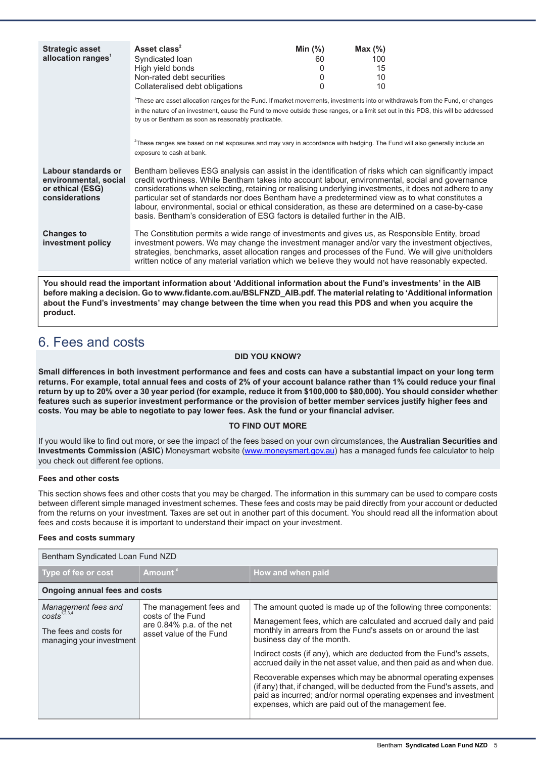| Strategic asset allocation ranges[1] | Asset class[2] | Min (%) | Max (%) |
|---|---|---|---|
| | Syndicated loan | 60 | 100 |
| | High yield bonds | 0 | 15 |
| | Non-rated debt securities | 0 | 10 |
| | Collateralised debt obligations | 0 | 10 |

[1]These are asset allocation ranges for the Fund. If market movements, investments into or withdrawals from the Fund, or changes in the nature of an investment, cause the Fund to move outside these ranges, or a limit set out in this PDS, this will be addressed by us or Bentham as soon as reasonably practicable.

[2]These ranges are based on net exposures and may vary in accordance with hedging. The Fund will also generally include an exposure to cash at bank.

| | |
|---|---|
| **Labour standards or environmental, social or ethical (ESG) considerations** | Bentham believes ESG analysis can assist in the identification of risks which can significantly impact credit worthiness. While Bentham takes into account labour, environmental, social and governance considerations when selecting, retaining or realising underlying investments, it does not adhere to any particular set of standards nor does Bentham have a predetermined view as to what constitutes a labour, environmental, social or ethical consideration, as these are determined on a case-by-case basis. Bentham's consideration of ESG factors is detailed further in the AIB. |
| **Changes to investment policy** | The Constitution permits a wide range of investments and gives us, as Responsible Entity, broad investment powers. We may change the investment manager and/or vary the investment objectives, strategies, benchmarks, asset allocation ranges and processes of the Fund. We will give unitholders written notice of any material variation which we believe they would not have reasonably expected. |

**You should read the important information about 'Additional information about the Fund's investments' in the AIB before making a decision. Go to www.fidante.com.au/BSLFNZD_AIB.pdf. The material relating to 'Additional information about the Fund's investments' may change between the time when you read this PDS and when you acquire the product.**

# 6. Fees and costs

**DID YOU KNOW?**

**Small differences in both investment performance and fees and costs can have a substantial impact on your long term returns. For example, total annual fees and costs of 2% of your account balance rather than 1% could reduce your final return by up to 20% over a 30 year period (for example, reduce it from $100,000 to $80,000). You should consider whether features such as superior investment performance or the provision of better member services justify higher fees and costs. You may be able to negotiate to pay lower fees. Ask the fund or your financial adviser.**

**TO FIND OUT MORE**

If you would like to find out more, or see the impact of the fees based on your own circumstances, the **Australian Securities and Investments Commission** (**ASIC**) Moneysmart website (www.moneysmart.gov.au) has a managed funds fee calculator to help you check out different fee options.

### Fees and other costs

This section shows fees and other costs that you may be charged. The information in this summary can be used to compare costs between different simple managed investment schemes. These fees and costs may be paid directly from your account or deducted from the returns on your investment. Taxes are set out in another part of this document. You should read all the information about fees and costs because it is important to understand their impact on your investment.

### Fees and costs summary

| Bentham Syndicated Loan Fund NZD | | |
|---|---|---|
| **Type of fee or cost** | **Amount**[6] | **How and when paid** |
| **Ongoing annual fees and costs** | | |
| *Management fees and costs*[1,2,3,4]<br><br>The fees and costs for managing your investment | The management fees and costs of the Fund are 0.84% p.a. of the net asset value of the Fund | The amount quoted is made up of the following three components:<br><br>Management fees, which are calculated and accrued daily and paid monthly in arrears from the Fund's assets on or around the last business day of the month.<br><br>Indirect costs (if any), which are deducted from the Fund's assets, accrued daily in the net asset value, and then paid as and when due.<br><br>Recoverable expenses which may be abnormal operating expenses (if any) that, if changed, will be deducted from the Fund's assets, and paid as incurred; and/or normal operating expenses and investment expenses, which are paid out of the management fee. |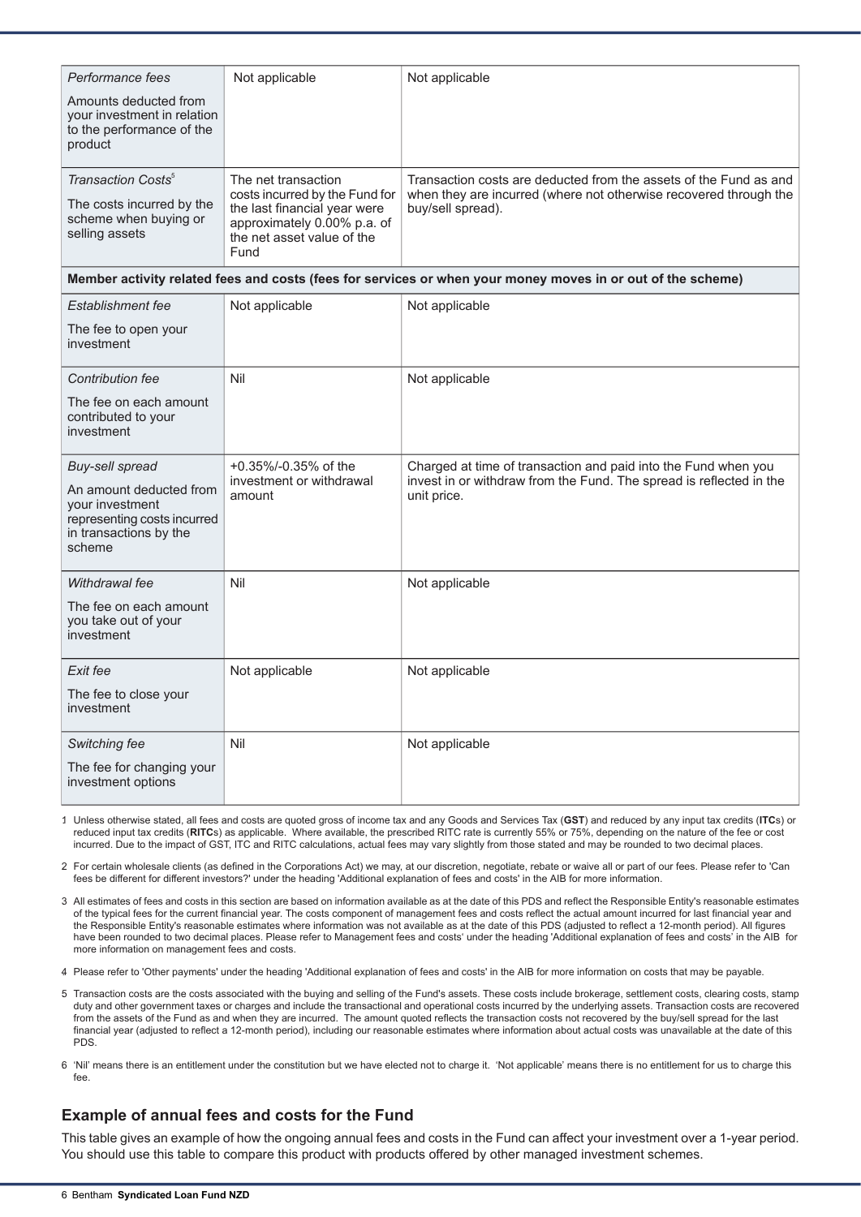| | | |
|---|---|---|
| *Performance fees*<br><br>Amounts deducted from your investment in relation to the performance of the product | Not applicable | Not applicable |
| *Transaction Costs*[5]<br><br>The costs incurred by the scheme when buying or selling assets | The net transaction costs incurred by the Fund for the last financial year were approximately 0.00% p.a. of the net asset value of the Fund | Transaction costs are deducted from the assets of the Fund as and when they are incurred (where not otherwise recovered through the buy/sell spread). |
| **Member activity related fees and costs (fees for services or when your money moves in or out of the scheme)** | | |
| *Establishment fee*<br><br>The fee to open your investment | Not applicable | Not applicable |
| *Contribution fee*<br><br>The fee on each amount contributed to your investment | Nil | Not applicable |
| *Buy-sell spread*<br><br>An amount deducted from your investment representing costs incurred in transactions by the scheme | +0.35%/-0.35% of the investment or withdrawal amount | Charged at time of transaction and paid into the Fund when you invest in or withdraw from the Fund. The spread is reflected in the unit price. |
| *Withdrawal fee*<br><br>The fee on each amount you take out of your investment | Nil | Not applicable |
| *Exit fee*<br><br>The fee to close your investment | Not applicable | Not applicable |
| *Switching fee*<br><br>The fee for changing your investment options | Nil | Not applicable |

1 Unless otherwise stated, all fees and costs are quoted gross of income tax and any Goods and Services Tax (**GST**) and reduced by any input tax credits (**ITC**s) or reduced input tax credits (**RITC**s) as applicable. Where available, the prescribed RITC rate is currently 55% or 75%, depending on the nature of the fee or cost incurred. Due to the impact of GST, ITC and RITC calculations, actual fees may vary slightly from those stated and may be rounded to two decimal places.

2 For certain wholesale clients (as defined in the Corporations Act) we may, at our discretion, negotiate, rebate or waive all or part of our fees. Please refer to 'Can fees be different for different investors?' under the heading 'Additional explanation of fees and costs' in the AIB for more information.

3 All estimates of fees and costs in this section are based on information available as at the date of this PDS and reflect the Responsible Entity's reasonable estimates of the typical fees for the current financial year. The costs component of management fees and costs reflect the actual amount incurred for last financial year and the Responsible Entity's reasonable estimates where information was not available as at the date of this PDS (adjusted to reflect a 12-month period). All figures have been rounded to two decimal places. Please refer to Management fees and costs' under the heading 'Additional explanation of fees and costs' in the AIB for more information on management fees and costs.

4 Please refer to 'Other payments' under the heading 'Additional explanation of fees and costs' in the AIB for more information on costs that may be payable.

5 Transaction costs are the costs associated with the buying and selling of the Fund's assets. These costs include brokerage, settlement costs, clearing costs, stamp duty and other government taxes or charges and include the transactional and operational costs incurred by the underlying assets. Transaction costs are recovered from the assets of the Fund as and when they are incurred. The amount quoted reflects the transaction costs not recovered by the buy/sell spread for the last financial year (adjusted to reflect a 12-month period), including our reasonable estimates where information about actual costs was unavailable at the date of this PDS.

6 'Nil' means there is an entitlement under the constitution but we have elected not to charge it. 'Not applicable' means there is no entitlement for us to charge this fee.

## Example of annual fees and costs for the Fund

This table gives an example of how the ongoing annual fees and costs in the Fund can affect your investment over a 1-year period. You should use this table to compare this product with products offered by other managed investment schemes.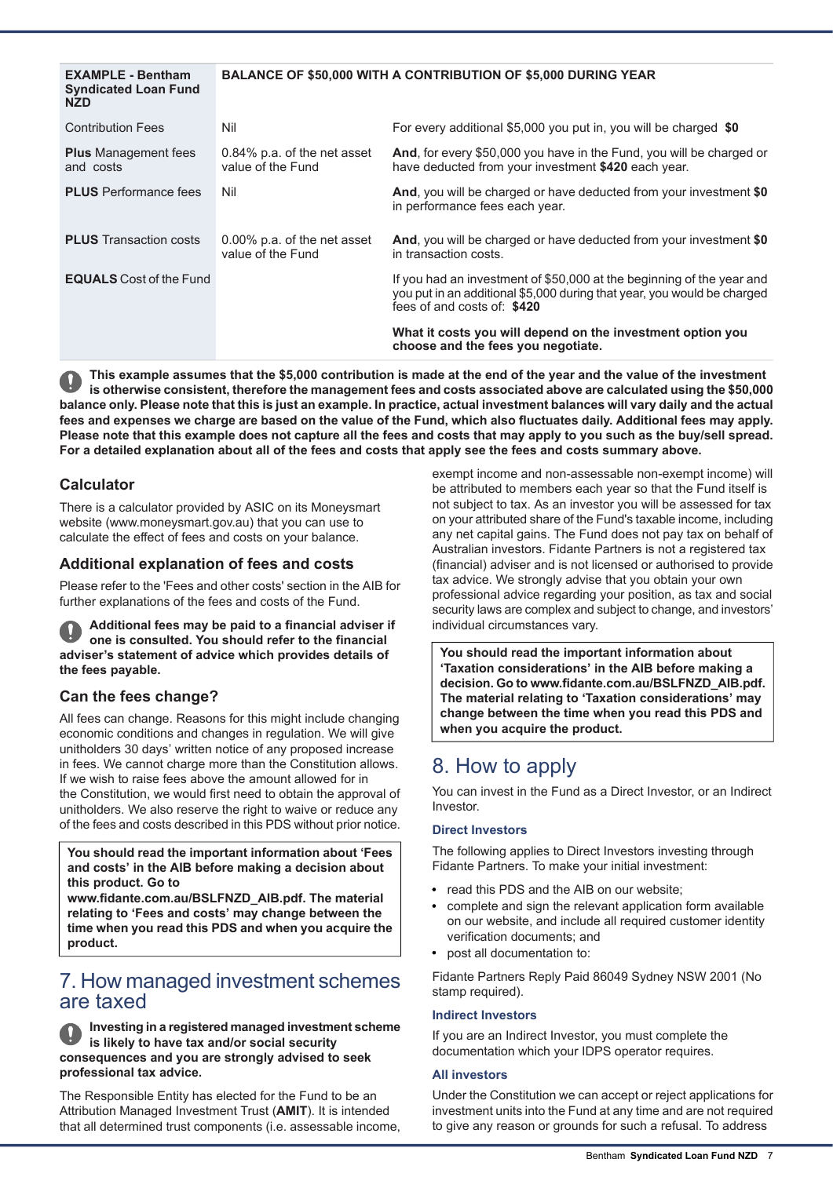| EXAMPLE - Bentham Syndicated Loan Fund NZD | BALANCE OF $50,000 WITH A CONTRIBUTION OF $5,000 DURING YEAR | |
|---|---|---|
| Contribution Fees | Nil | For every additional $5,000 you put in, you will be charged **$0** |
| **Plus** Management fees and costs | 0.84% p.a. of the net asset value of the Fund | **And**, for every $50,000 you have in the Fund, you will be charged or have deducted from your investment **$420** each year. |
| **PLUS** Performance fees | Nil | **And**, you will be charged or have deducted from your investment **$0** in performance fees each year. |
| **PLUS** Transaction costs | 0.00% p.a. of the net asset value of the Fund | **And**, you will be charged or have deducted from your investment **$0** in transaction costs. |
| **EQUALS** Cost of the Fund | | If you had an investment of $50,000 at the beginning of the year and you put in an additional $5,000 during that year, you would be charged fees of and costs of: **$420**<br><br>**What it costs you will depend on the investment option you choose and the fees you negotiate.** |

**This example assumes that the $5,000 contribution is made at the end of the year and the value of the investment is otherwise consistent, therefore the management fees and costs associated above are calculated using the $50,000 balance only. Please note that this is just an example. In practice, actual investment balances will vary daily and the actual fees and expenses we charge are based on the value of the Fund, which also fluctuates daily. Additional fees may apply. Please note that this example does not capture all the fees and costs that may apply to you such as the buy/sell spread. For a detailed explanation about all of the fees and costs that apply see the fees and costs summary above.**

### Calculator

There is a calculator provided by ASIC on its Moneysmart website (www.moneysmart.gov.au) that you can use to calculate the effect of fees and costs on your balance.

### Additional explanation of fees and costs

Please refer to the 'Fees and other costs' section in the AIB for further explanations of the fees and costs of the Fund.

**Additional fees may be paid to a financial adviser if one is consulted. You should refer to the financial adviser's statement of advice which provides details of the fees payable.**

### Can the fees change?

All fees can change. Reasons for this might include changing economic conditions and changes in regulation. We will give unitholders 30 days' written notice of any proposed increase in fees. We cannot charge more than the Constitution allows. If we wish to raise fees above the amount allowed for in the Constitution, we would first need to obtain the approval of unitholders. We also reserve the right to waive or reduce any of the fees and costs described in this PDS without prior notice.

**You should read the important information about 'Fees and costs' in the AIB before making a decision about this product. Go to www.fidante.com.au/BSLFNZD_AIB.pdf. The material relating to 'Fees and costs' may change between the time when you read this PDS and when you acquire the product.**

## 7. How managed investment schemes are taxed

**Investing in a registered managed investment scheme is likely to have tax and/or social security consequences and you are strongly advised to seek professional tax advice.**

The Responsible Entity has elected for the Fund to be an Attribution Managed Investment Trust (**AMIT**). It is intended that all determined trust components (i.e. assessable income, exempt income and non-assessable non-exempt income) will be attributed to members each year so that the Fund itself is not subject to tax. As an investor you will be assessed for tax on your attributed share of the Fund's taxable income, including any net capital gains. The Fund does not pay tax on behalf of Australian investors. Fidante Partners is not a registered tax (financial) adviser and is not licensed or authorised to provide tax advice. We strongly advise that you obtain your own professional advice regarding your position, as tax and social security laws are complex and subject to change, and investors' individual circumstances vary.

**You should read the important information about 'Taxation considerations' in the AIB before making a decision. Go to www.fidante.com.au/BSLFNZD_AIB.pdf. The material relating to 'Taxation considerations' may change between the time when you read this PDS and when you acquire the product.**

## 8. How to apply

You can invest in the Fund as a Direct Investor, or an Indirect Investor.

### Direct Investors

The following applies to Direct Investors investing through Fidante Partners. To make your initial investment:

- read this PDS and the AIB on our website;
- complete and sign the relevant application form available on our website, and include all required customer identity verification documents; and
- post all documentation to:

Fidante Partners Reply Paid 86049 Sydney NSW 2001 (No stamp required).

### Indirect Investors

If you are an Indirect Investor, you must complete the documentation which your IDPS operator requires.

### All investors

Under the Constitution we can accept or reject applications for investment units into the Fund at any time and are not required to give any reason or grounds for such a refusal. To address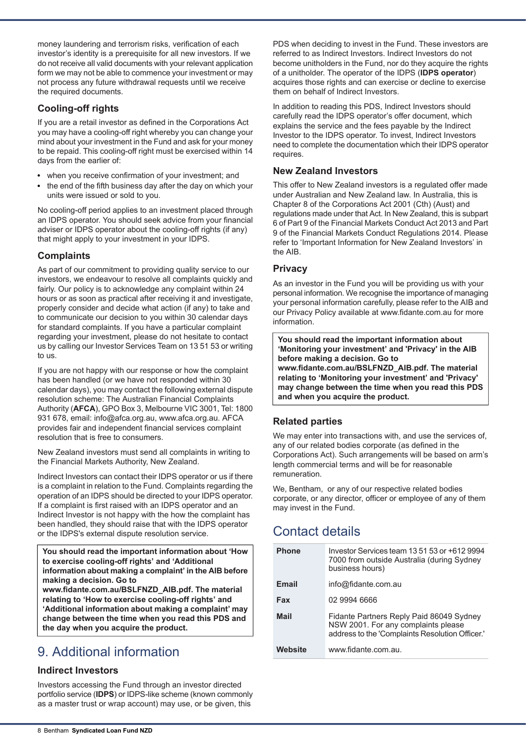money laundering and terrorism risks, verification of each investor's identity is a prerequisite for all new investors. If we do not receive all valid documents with your relevant application form we may not be able to commence your investment or may not process any future withdrawal requests until we receive the required documents.

### Cooling-off rights

If you are a retail investor as defined in the Corporations Act you may have a cooling-off right whereby you can change your mind about your investment in the Fund and ask for your money to be repaid. This cooling-off right must be exercised within 14 days from the earlier of:

- when you receive confirmation of your investment; and
- the end of the fifth business day after the day on which your units were issued or sold to you.

No cooling-off period applies to an investment placed through an IDPS operator. You should seek advice from your financial adviser or IDPS operator about the cooling-off rights (if any) that might apply to your investment in your IDPS.

### Complaints

As part of our commitment to providing quality service to our investors, we endeavour to resolve all complaints quickly and fairly. Our policy is to acknowledge any complaint within 24 hours or as soon as practical after receiving it and investigate, properly consider and decide what action (if any) to take and to communicate our decision to you within 30 calendar days for standard complaints. If you have a particular complaint regarding your investment, please do not hesitate to contact us by calling our Investor Services Team on 13 51 53 or writing to us.

If you are not happy with our response or how the complaint has been handled (or we have not responded within 30 calendar days), you may contact the following external dispute resolution scheme: The Australian Financial Complaints Authority (**AFCA**), GPO Box 3, Melbourne VIC 3001, Tel: 1800 931 678, email: info@afca.org.au, www.afca.org.au. AFCA provides fair and independent financial services complaint resolution that is free to consumers.

New Zealand investors must send all complaints in writing to the Financial Markets Authority, New Zealand.

Indirect Investors can contact their IDPS operator or us if there is a complaint in relation to the Fund. Complaints regarding the operation of an IDPS should be directed to your IDPS operator. If a complaint is first raised with an IDPS operator and an Indirect Investor is not happy with the how the complaint has been handled, they should raise that with the IDPS operator or the IDPS's external dispute resolution service.

**You should read the important information about 'How to exercise cooling-off rights' and 'Additional information about making a complaint' in the AIB before making a decision. Go to www.fidante.com.au/BSLFNZD_AIB.pdf. The material relating to 'How to exercise cooling-off rights' and 'Additional information about making a complaint' may change between the time when you read this PDS and the day when you acquire the product.**

# 9. Additional information

### Indirect Investors

Investors accessing the Fund through an investor directed portfolio service (**IDPS**) or IDPS-like scheme (known commonly as a master trust or wrap account) may use, or be given, this PDS when deciding to invest in the Fund. These investors are referred to as Indirect Investors. Indirect Investors do not become unitholders in the Fund, nor do they acquire the rights of a unitholder. The operator of the IDPS (**IDPS operator**) acquires those rights and can exercise or decline to exercise them on behalf of Indirect Investors.

In addition to reading this PDS, Indirect Investors should carefully read the IDPS operator's offer document, which explains the service and the fees payable by the Indirect Investor to the IDPS operator. To invest, Indirect Investors need to complete the documentation which their IDPS operator requires.

### New Zealand Investors

This offer to New Zealand investors is a regulated offer made under Australian and New Zealand law. In Australia, this is Chapter 8 of the Corporations Act 2001 (Cth) (Aust) and regulations made under that Act. In New Zealand, this is subpart 6 of Part 9 of the Financial Markets Conduct Act 2013 and Part 9 of the Financial Markets Conduct Regulations 2014. Please refer to 'Important Information for New Zealand Investors' in the AIB.

### Privacy

As an investor in the Fund you will be providing us with your personal information. We recognise the importance of managing your personal information carefully, please refer to the AIB and our Privacy Policy available at www.fidante.com.au for more information.

**You should read the important information about 'Monitoring your investment' and 'Privacy' in the AIB before making a decision. Go to www.fidante.com.au/BSLFNZD_AIB.pdf. The material relating to 'Monitoring your investment' and 'Privacy' may change between the time when you read this PDS and when you acquire the product.**

### Related parties

We may enter into transactions with, and use the services of, any of our related bodies corporate (as defined in the Corporations Act). Such arrangements will be based on arm's length commercial terms and will be for reasonable remuneration.

We, Bentham, or any of our respective related bodies corporate, or any director, officer or employee of any of them may invest in the Fund.

# Contact details

| | |
|---|---|
| **Phone** | Investor Services team 13 51 53 or +612 9994 7000 from outside Australia (during Sydney business hours) |
| **Email** | info@fidante.com.au |
| **Fax** | 02 9994 6666 |
| **Mail** | Fidante Partners Reply Paid 86049 Sydney NSW 2001. For any complaints please address to the 'Complaints Resolution Officer.' |
| **Website** | www.fidante.com.au. |